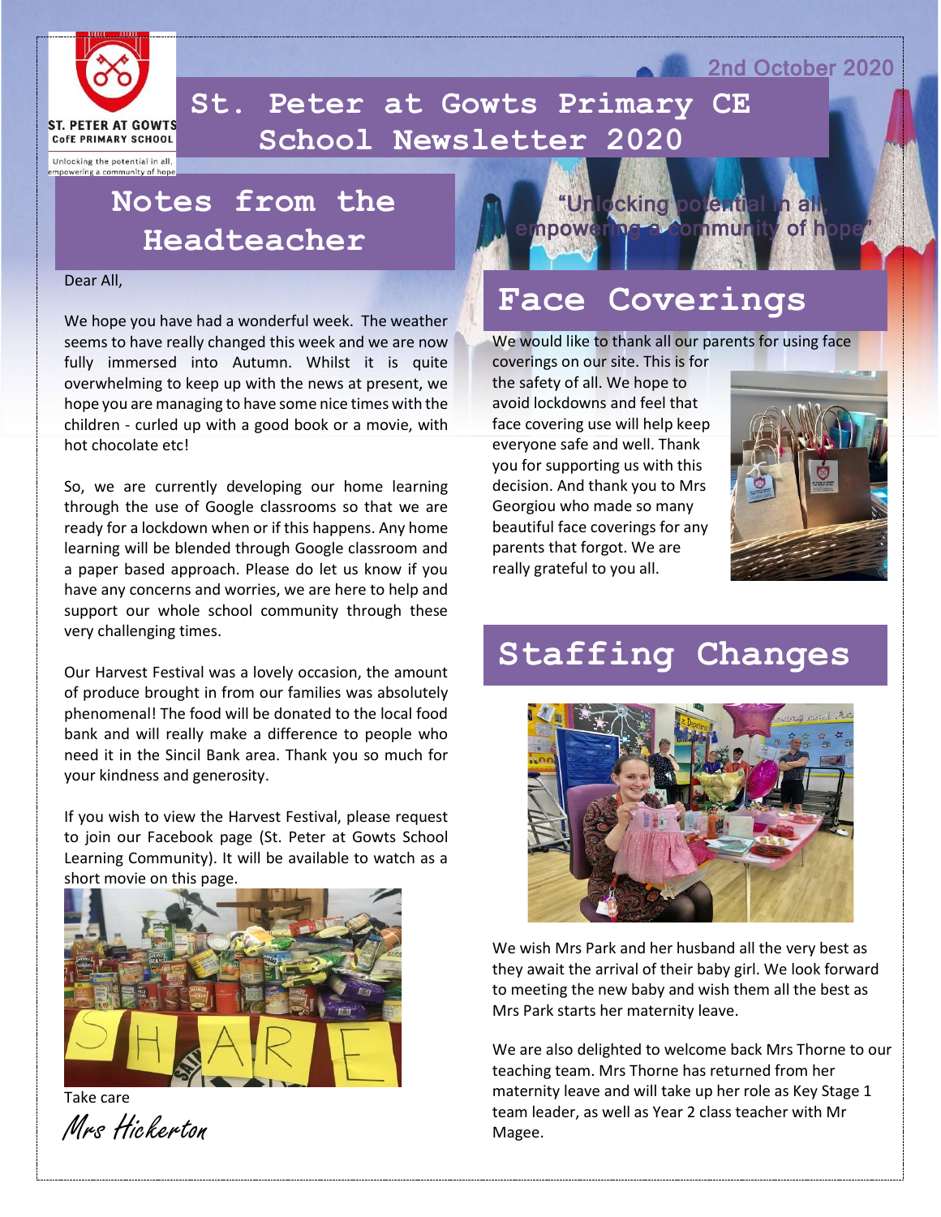ST. PETER AT GOWTS CofE PRIMARY SCHOOL

Unlocking the potential in all, empowering a community of hope

2nd October 2020

# St. Peter at Gowts Primary CE School Newsletter 2020

"Unlocking potential in all, empowering a community of hope"

## Notes from the Headteacher

Dear All,

We hope you have had a wonderful week. The weather seems to have really changed this week and we are now fully immersed into Autumn. Whilst it is quite overwhelming to keep up with the news at present, we hope you are managing to have some nice times with the children - curled up with a good book or a movie, with hot chocolate etc!

So, we are currently developing our home learning through the use of Google classrooms so that we are ready for a lockdown when or if this happens. Any home learning will be blended through Google classroom and a paper based approach. Please do let us know if you have any concerns and worries, we are here to help and support our whole school community through these very challenging times.

Our Harvest Festival was a lovely occasion, the amount of produce brought in from our families was absolutely phenomenal! The food will be donated to the local food bank and will really make a difference to people who need it in the Sincil Bank area. Thank you so much for your kindness and generosity.

If you wish to view the Harvest Festival, please request to join our Facebook page (St. Peter at Gowts School Learning Community). It will be available to watch as a short movie on this page.

Take care

*Mrs Hickerton*

## Face Coverings

We would like to thank all our parents for using face coverings on our site. This is for the safety of all. We hope to avoid lockdowns and feel that face covering use will help keep everyone safe and well. Thank you for supporting us with this decision. And thank you to Mrs Georgiou who made so many beautiful face coverings for any parents that forgot. We are really grateful to you all.

## Staffing Changes

We wish Mrs Park and her husband all the very best as they await the arrival of their baby girl. We look forward to meeting the new baby and wish them all the best as Mrs Park starts her maternity leave.

We are also delighted to welcome back Mrs Thorne to our teaching team. Mrs Thorne has returned from her maternity leave and will take up her role as Key Stage 1 team leader, as well as Year 2 class teacher with Mr Magee.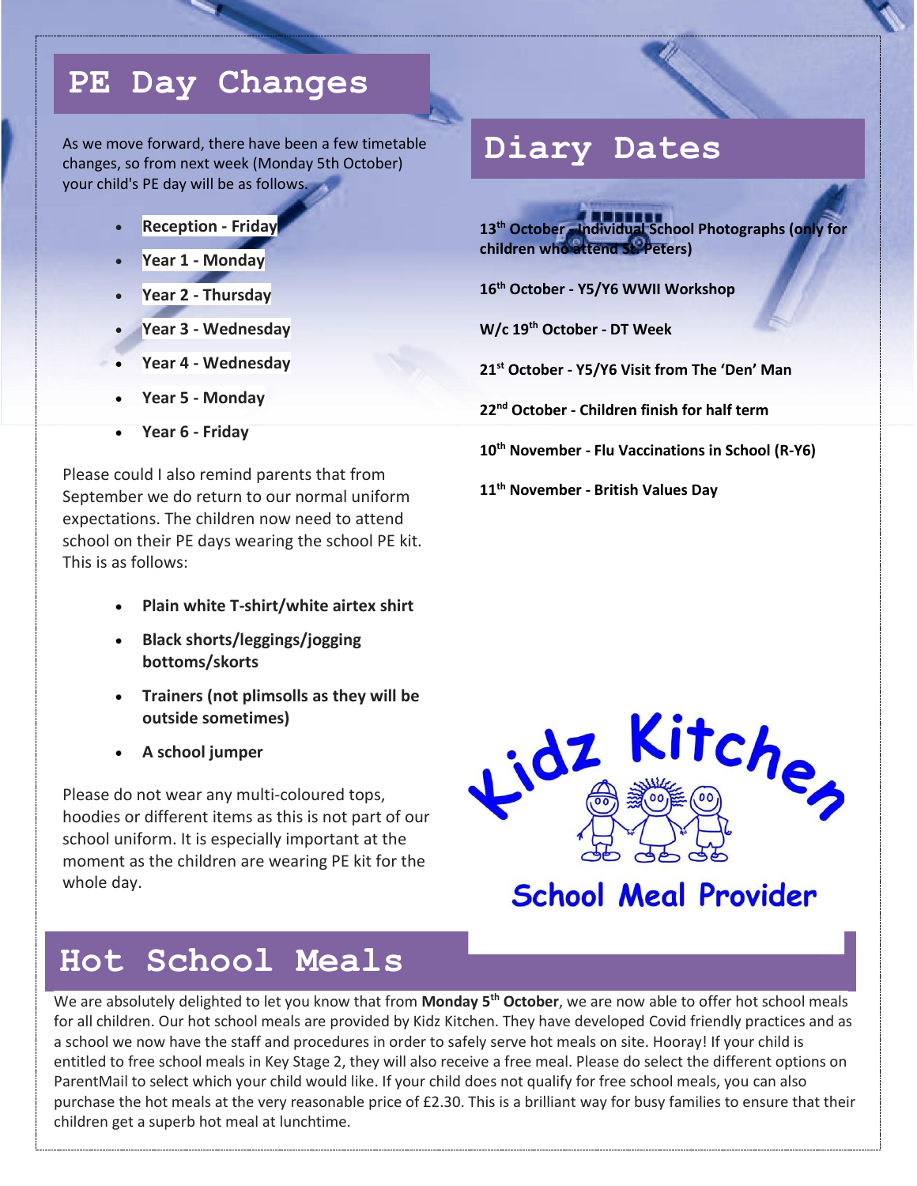## PE Day Changes

As we move forward, there have been a few timetable changes, so from next week (Monday 5th October) your child's PE day will be as follows.

- **Reception - Friday**
- **Year 1 - Monday**
- **Year 2 - Thursday**
- **Year 3 - Wednesday**
- **Year 4 - Wednesday**
- **Year 5 - Monday**
- **Year 6 - Friday**

Please could I also remind parents that from September we do return to our normal uniform expectations. The children now need to attend school on their PE days wearing the school PE kit. This is as follows:

- **Plain white T-shirt/white airtex shirt**
- **Black shorts/leggings/jogging bottoms/skorts**
- **Trainers (not plimsolls as they will be outside sometimes)**
- **A school jumper**

Please do not wear any multi-coloured tops, hoodies or different items as this is not part of our school uniform. It is especially important at the moment as the children are wearing PE kit for the whole day.

## Diary Dates

**13th October - Individual School Photographs (only for children who attend St. Peters)**

**16th October - Y5/Y6 WWII Workshop**

**W/c 19th October - DT Week**

**21st October - Y5/Y6 Visit from The 'Den' Man**

**22nd October - Children finish for half term**

**10th November - Flu Vaccinations in School (R-Y6)**

**11th November - British Values Day**

Kidz Kitchen

School Meal Provider

## Hot School Meals

We are absolutely delighted to let you know that from **Monday 5th October**, we are now able to offer hot school meals for all children. Our hot school meals are provided by Kidz Kitchen. They have developed Covid friendly practices and as a school we now have the staff and procedures in order to safely serve hot meals on site. Hooray! If your child is entitled to free school meals in Key Stage 2, they will also receive a free meal. Please do select the different options on ParentMail to select which your child would like. If your child does not qualify for free school meals, you can also purchase the hot meals at the very reasonable price of £2.30. This is a brilliant way for busy families to ensure that their children get a superb hot meal at lunchtime.